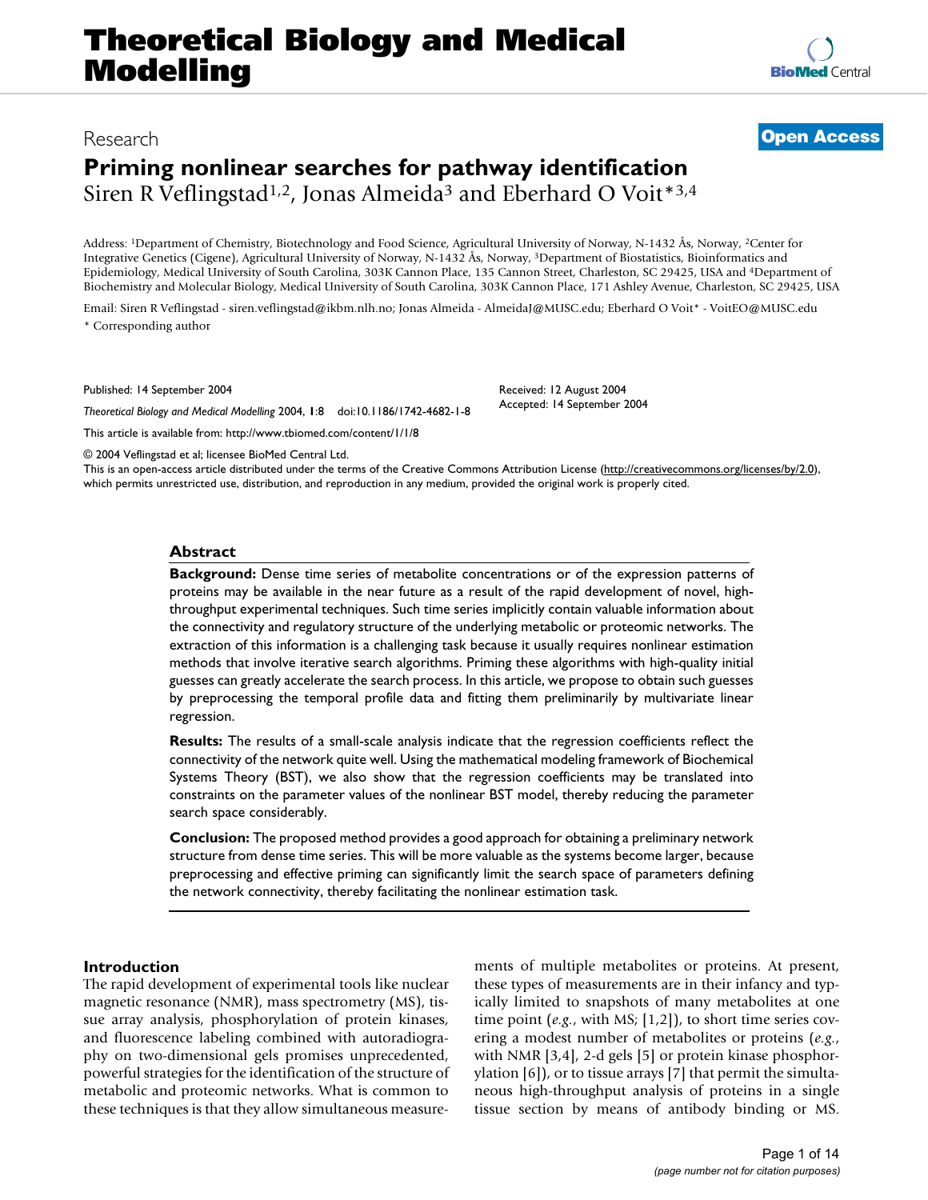Research

**Open Access**

# Priming nonlinear searches for pathway identification

Siren R Veflingstad[1,2], Jonas Almeida[3] and Eberhard O Voit*[3,4]

Address: [1]Department of Chemistry, Biotechnology and Food Science, Agricultural University of Norway, N-1432 Ås, Norway, [2]Center for Integrative Genetics (Cigene), Agricultural University of Norway, N-1432 Ås, Norway, [3]Department of Biostatistics, Bioinformatics and Epidemiology, Medical University of South Carolina, 303K Cannon Place, 135 Cannon Street, Charleston, SC 29425, USA and [4]Department of Biochemistry and Molecular Biology, Medical University of South Carolina, 303K Cannon Place, 171 Ashley Avenue, Charleston, SC 29425, USA

Email: Siren R Veflingstad - siren.veflingstad@ikbm.nlh.no; Jonas Almeida - AlmeidaJ@MUSC.edu; Eberhard O Voit* - VoitEO@MUSC.edu

\* Corresponding author

Published: 14 September 2004

*Theoretical Biology and Medical Modelling* 2004, **1**:8 doi:10.1186/1742-4682-1-8

Received: 12 August 2004

Accepted: 14 September 2004

This article is available from: http://www.tbiomed.com/content/1/1/8

© 2004 Veflingstad et al; licensee BioMed Central Ltd.

This is an open-access article distributed under the terms of the Creative Commons Attribution License (http://creativecommons.org/licenses/by/2.0), which permits unrestricted use, distribution, and reproduction in any medium, provided the original work is properly cited.

## Abstract

**Background:** Dense time series of metabolite concentrations or of the expression patterns of proteins may be available in the near future as a result of the rapid development of novel, high-throughput experimental techniques. Such time series implicitly contain valuable information about the connectivity and regulatory structure of the underlying metabolic or proteomic networks. The extraction of this information is a challenging task because it usually requires nonlinear estimation methods that involve iterative search algorithms. Priming these algorithms with high-quality initial guesses can greatly accelerate the search process. In this article, we propose to obtain such guesses by preprocessing the temporal profile data and fitting them preliminarily by multivariate linear regression.

**Results:** The results of a small-scale analysis indicate that the regression coefficients reflect the connectivity of the network quite well. Using the mathematical modeling framework of Biochemical Systems Theory (BST), we also show that the regression coefficients may be translated into constraints on the parameter values of the nonlinear BST model, thereby reducing the parameter search space considerably.

**Conclusion:** The proposed method provides a good approach for obtaining a preliminary network structure from dense time series. This will be more valuable as the systems become larger, because preprocessing and effective priming can significantly limit the search space of parameters defining the network connectivity, thereby facilitating the nonlinear estimation task.

## Introduction

The rapid development of experimental tools like nuclear magnetic resonance (NMR), mass spectrometry (MS), tissue array analysis, phosphorylation of protein kinases, and fluorescence labeling combined with autoradiography on two-dimensional gels promises unprecedented, powerful strategies for the identification of the structure of metabolic and proteomic networks. What is common to these techniques is that they allow simultaneous measurements of multiple metabolites or proteins. At present, these types of measurements are in their infancy and typically limited to snapshots of many metabolites at one time point (*e.g.*, with MS; [1,2]), to short time series covering a modest number of metabolites or proteins (*e.g.*, with NMR [3,4], 2-d gels [5] or protein kinase phosphorylation [6]), or to tissue arrays [7] that permit the simultaneous high-throughput analysis of proteins in a single tissue section by means of antibody binding or MS.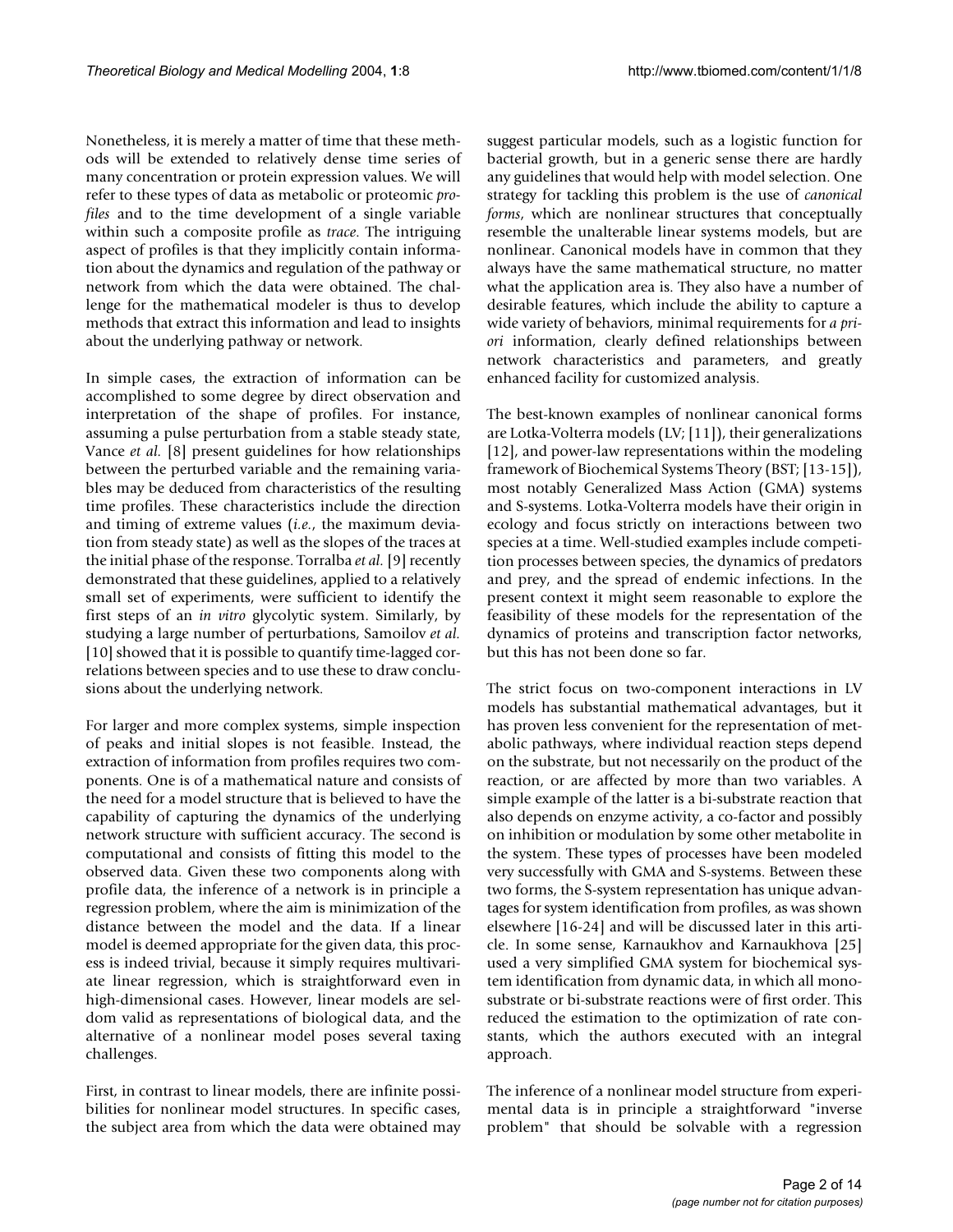Nonetheless, it is merely a matter of time that these methods will be extended to relatively dense time series of many concentration or protein expression values. We will refer to these types of data as metabolic or proteomic *profiles* and to the time development of a single variable within such a composite profile as *trace*. The intriguing aspect of profiles is that they implicitly contain information about the dynamics and regulation of the pathway or network from which the data were obtained. The challenge for the mathematical modeler is thus to develop methods that extract this information and lead to insights about the underlying pathway or network.

In simple cases, the extraction of information can be accomplished to some degree by direct observation and interpretation of the shape of profiles. For instance, assuming a pulse perturbation from a stable steady state, Vance *et al.* [8] present guidelines for how relationships between the perturbed variable and the remaining variables may be deduced from characteristics of the resulting time profiles. These characteristics include the direction and timing of extreme values (*i.e.*, the maximum deviation from steady state) as well as the slopes of the traces at the initial phase of the response. Torralba *et al.* [9] recently demonstrated that these guidelines, applied to a relatively small set of experiments, were sufficient to identify the first steps of an *in vitro* glycolytic system. Similarly, by studying a large number of perturbations, Samoilov *et al.* [10] showed that it is possible to quantify time-lagged correlations between species and to use these to draw conclusions about the underlying network.

For larger and more complex systems, simple inspection of peaks and initial slopes is not feasible. Instead, the extraction of information from profiles requires two components. One is of a mathematical nature and consists of the need for a model structure that is believed to have the capability of capturing the dynamics of the underlying network structure with sufficient accuracy. The second is computational and consists of fitting this model to the observed data. Given these two components along with profile data, the inference of a network is in principle a regression problem, where the aim is minimization of the distance between the model and the data. If a linear model is deemed appropriate for the given data, this process is indeed trivial, because it simply requires multivariate linear regression, which is straightforward even in high-dimensional cases. However, linear models are seldom valid as representations of biological data, and the alternative of a nonlinear model poses several taxing challenges.

First, in contrast to linear models, there are infinite possibilities for nonlinear model structures. In specific cases, the subject area from which the data were obtained may suggest particular models, such as a logistic function for bacterial growth, but in a generic sense there are hardly any guidelines that would help with model selection. One strategy for tackling this problem is the use of *canonical forms*, which are nonlinear structures that conceptually resemble the unalterable linear systems models, but are nonlinear. Canonical models have in common that they always have the same mathematical structure, no matter what the application area is. They also have a number of desirable features, which include the ability to capture a wide variety of behaviors, minimal requirements for *a priori* information, clearly defined relationships between network characteristics and parameters, and greatly enhanced facility for customized analysis.

The best-known examples of nonlinear canonical forms are Lotka-Volterra models (LV; [11]), their generalizations [12], and power-law representations within the modeling framework of Biochemical Systems Theory (BST; [13-15]), most notably Generalized Mass Action (GMA) systems and S-systems. Lotka-Volterra models have their origin in ecology and focus strictly on interactions between two species at a time. Well-studied examples include competition processes between species, the dynamics of predators and prey, and the spread of endemic infections. In the present context it might seem reasonable to explore the feasibility of these models for the representation of the dynamics of proteins and transcription factor networks, but this has not been done so far.

The strict focus on two-component interactions in LV models has substantial mathematical advantages, but it has proven less convenient for the representation of metabolic pathways, where individual reaction steps depend on the substrate, but not necessarily on the product of the reaction, or are affected by more than two variables. A simple example of the latter is a bi-substrate reaction that also depends on enzyme activity, a co-factor and possibly on inhibition or modulation by some other metabolite in the system. These types of processes have been modeled very successfully with GMA and S-systems. Between these two forms, the S-system representation has unique advantages for system identification from profiles, as was shown elsewhere [16-24] and will be discussed later in this article. In some sense, Karnaukhov and Karnaukhova [25] used a very simplified GMA system for biochemical system identification from dynamic data, in which all mono-substrate or bi-substrate reactions were of first order. This reduced the estimation to the optimization of rate constants, which the authors executed with an integral approach.

The inference of a nonlinear model structure from experimental data is in principle a straightforward "inverse problem" that should be solvable with a regression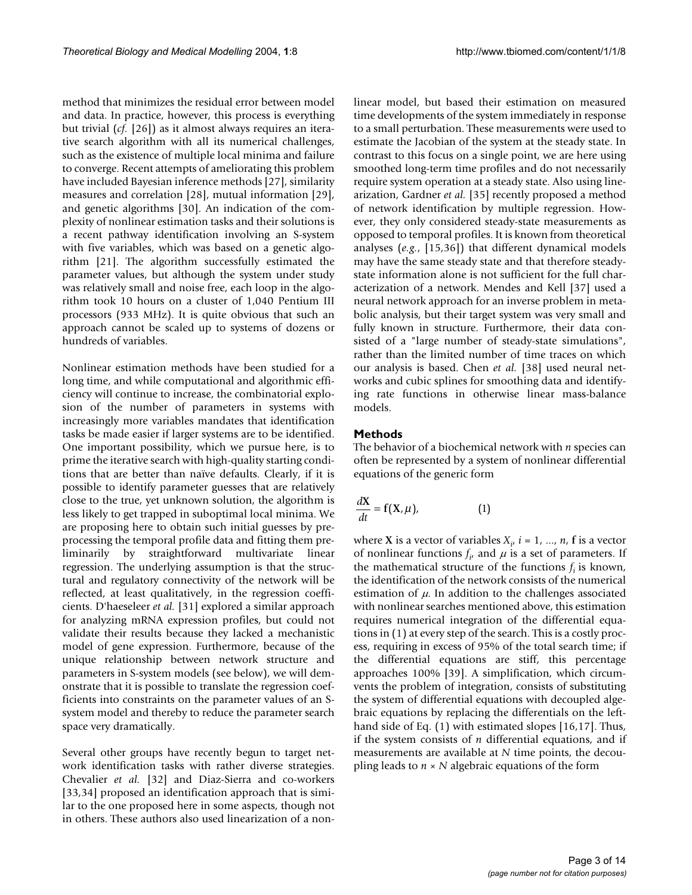method that minimizes the residual error between model and data. In practice, however, this process is everything but trivial (*cf.* [26]) as it almost always requires an iterative search algorithm with all its numerical challenges, such as the existence of multiple local minima and failure to converge. Recent attempts of ameliorating this problem have included Bayesian inference methods [27], similarity measures and correlation [28], mutual information [29], and genetic algorithms [30]. An indication of the complexity of nonlinear estimation tasks and their solutions is a recent pathway identification involving an S-system with five variables, which was based on a genetic algorithm [21]. The algorithm successfully estimated the parameter values, but although the system under study was relatively small and noise free, each loop in the algorithm took 10 hours on a cluster of 1,040 Pentium III processors (933 MHz). It is quite obvious that such an approach cannot be scaled up to systems of dozens or hundreds of variables.

Nonlinear estimation methods have been studied for a long time, and while computational and algorithmic efficiency will continue to increase, the combinatorial explosion of the number of parameters in systems with increasingly more variables mandates that identification tasks be made easier if larger systems are to be identified. One important possibility, which we pursue here, is to prime the iterative search with high-quality starting conditions that are better than naïve defaults. Clearly, if it is possible to identify parameter guesses that are relatively close to the true, yet unknown solution, the algorithm is less likely to get trapped in suboptimal local minima. We are proposing here to obtain such initial guesses by preprocessing the temporal profile data and fitting them preliminarily by straightforward multivariate linear regression. The underlying assumption is that the structural and regulatory connectivity of the network will be reflected, at least qualitatively, in the regression coefficients. D'haeseleer *et al.* [31] explored a similar approach for analyzing mRNA expression profiles, but could not validate their results because they lacked a mechanistic model of gene expression. Furthermore, because of the unique relationship between network structure and parameters in S-system models (see below), we will demonstrate that it is possible to translate the regression coefficients into constraints on the parameter values of an S-system model and thereby to reduce the parameter search space very dramatically.

Several other groups have recently begun to target network identification tasks with rather diverse strategies. Chevalier *et al.* [32] and Diaz-Sierra and co-workers [33,34] proposed an identification approach that is similar to the one proposed here in some aspects, though not in others. These authors also used linearization of a nonlinear model, but based their estimation on measured time developments of the system immediately in response to a small perturbation. These measurements were used to estimate the Jacobian of the system at the steady state. In contrast to this focus on a single point, we are here using smoothed long-term time profiles and do not necessarily require system operation at a steady state. Also using linearization, Gardner *et al.* [35] recently proposed a method of network identification by multiple regression. However, they only considered steady-state measurements as opposed to temporal profiles. It is known from theoretical analyses (*e.g.*, [15,36]) that different dynamical models may have the same steady state and that therefore steady-state information alone is not sufficient for the full characterization of a network. Mendes and Kell [37] used a neural network approach for an inverse problem in metabolic analysis, but their target system was very small and fully known in structure. Furthermore, their data consisted of a "large number of steady-state simulations", rather than the limited number of time traces on which our analysis is based. Chen *et al.* [38] used neural networks and cubic splines for smoothing data and identifying rate functions in otherwise linear mass-balance models.

## Methods

The behavior of a biochemical network with $n$ species can often be represented by a system of nonlinear differential equations of the generic form

$$\frac{d\mathbf{X}}{dt} = \mathbf{f}(\mathbf{X}, \mu), \qquad (1)$$

where $\mathbf{X}$ is a vector of variables $X_i$, $i = 1, ..., n$, $\mathbf{f}$ is a vector of nonlinear functions $f_i$, and $\mu$ is a set of parameters. If the mathematical structure of the functions $f_i$ is known, the identification of the network consists of the numerical estimation of $\mu$. In addition to the challenges associated with nonlinear searches mentioned above, this estimation requires numerical integration of the differential equations in (1) at every step of the search. This is a costly process, requiring in excess of 95% of the total search time; if the differential equations are stiff, this percentage approaches 100% [39]. A simplification, which circumvents the problem of integration, consists of substituting the system of differential equations with decoupled algebraic equations by replacing the differentials on the left-hand side of Eq. (1) with estimated slopes [16,17]. Thus, if the system consists of $n$ differential equations, and if measurements are available at $N$ time points, the decoupling leads to $n \times N$ algebraic equations of the form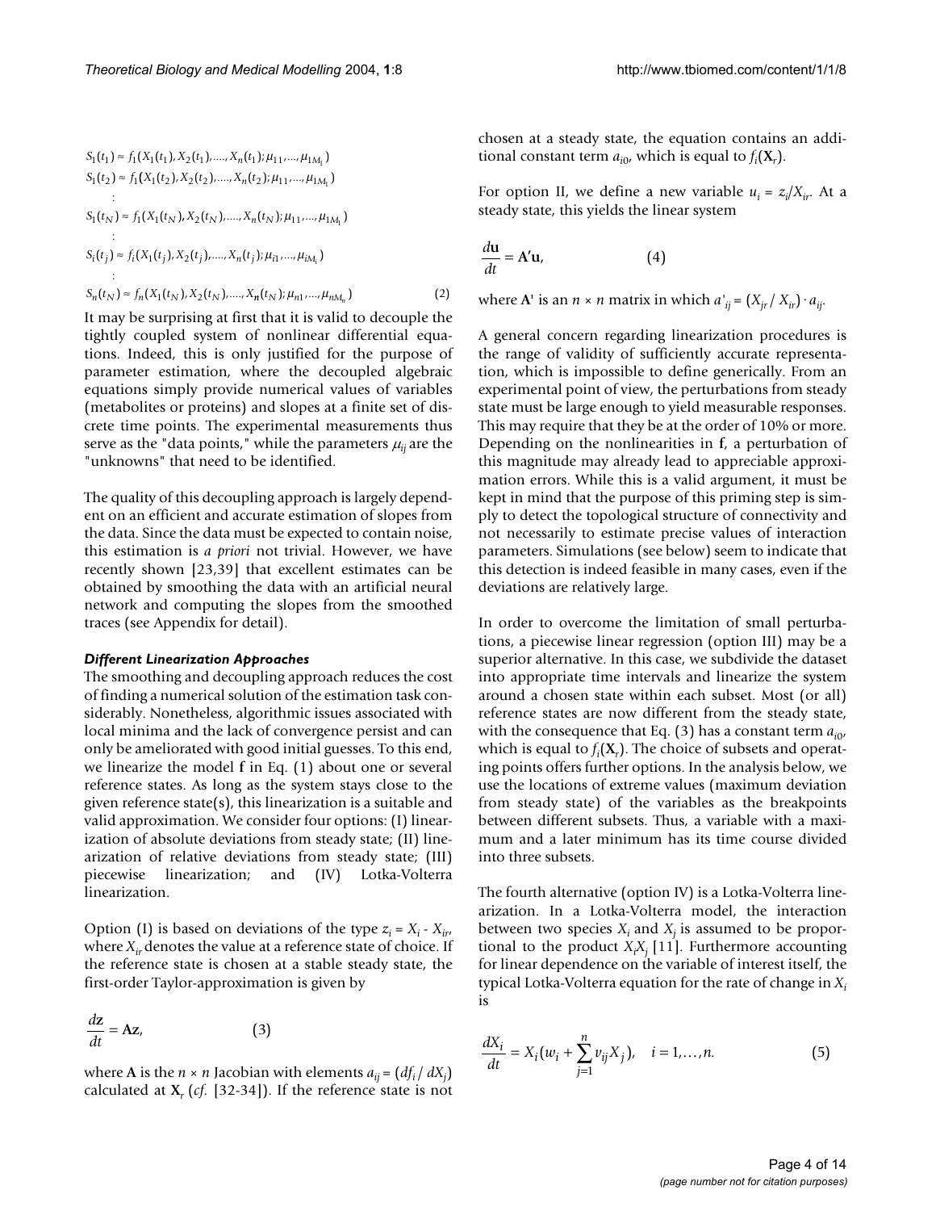$$
\begin{aligned}
S_1(t_1) &\approx f_1(X_1(t_1), X_2(t_1), \ldots, X_n(t_1); \mu_{11}, \ldots, \mu_{1M_1}) \\
S_1(t_2) &\approx f_1(X_1(t_2), X_2(t_2), \ldots, X_n(t_2); \mu_{11}, \ldots, \mu_{1M_1}) \\
&\vdots \\
S_1(t_N) &\approx f_1(X_1(t_N), X_2(t_N), \ldots, X_n(t_N); \mu_{11}, \ldots, \mu_{1M_1}) \\
&\vdots \\
S_i(t_j) &\approx f_i(X_1(t_j), X_2(t_j), \ldots, X_n(t_j); \mu_{i1}, \ldots, \mu_{iM_i}) \\
&\vdots \\
S_n(t_N) &\approx f_n(X_1(t_N), X_2(t_N), \ldots, X_n(t_N); \mu_{n1}, \ldots, \mu_{nM_n})
\end{aligned} \tag{2}
$$

It may be surprising at first that it is valid to decouple the tightly coupled system of nonlinear differential equations. Indeed, this is only justified for the purpose of parameter estimation, where the decoupled algebraic equations simply provide numerical values of variables (metabolites or proteins) and slopes at a finite set of discrete time points. The experimental measurements thus serve as the "data points," while the parameters $\mu_{ij}$ are the "unknowns" that need to be identified.

The quality of this decoupling approach is largely dependent on an efficient and accurate estimation of slopes from the data. Since the data must be expected to contain noise, this estimation is *a priori* not trivial. However, we have recently shown [23,39] that excellent estimates can be obtained by smoothing the data with an artificial neural network and computing the slopes from the smoothed traces (see Appendix for detail).

#### *Different Linearization Approaches*

The smoothing and decoupling approach reduces the cost of finding a numerical solution of the estimation task considerably. Nonetheless, algorithmic issues associated with local minima and the lack of convergence persist and can only be ameliorated with good initial guesses. To this end, we linearize the model **f** in Eq. (1) about one or several reference states. As long as the system stays close to the given reference state(s), this linearization is a suitable and valid approximation. We consider four options: (I) linearization of absolute deviations from steady state; (II) linearization of relative deviations from steady state; (III) piecewise linearization; and (IV) Lotka-Volterra linearization.

Option (I) is based on deviations of the type $z_i = X_i - X_{ir}$, where $X_{ir}$ denotes the value at a reference state of choice. If the reference state is chosen at a stable steady state, the first-order Taylor-approximation is given by

$$
\frac{d\mathbf{z}}{dt} = \mathbf{A}\mathbf{z}, \tag{3}
$$

where **A** is the $n \times n$ Jacobian with elements $a_{ij} = (df_i / dX_j)$ calculated at $\mathbf{X}_r$ (*cf.* [32-34]). If the reference state is not chosen at a steady state, the equation contains an additional constant term $a_{i0}$, which is equal to $f_i(\mathbf{X}_r)$.

For option II, we define a new variable $u_i = z_i/X_{ir}$. At a steady state, this yields the linear system

$$
\frac{d\mathbf{u}}{dt} = \mathbf{A'}\mathbf{u}, \tag{4}
$$

where **A'** is an $n \times n$ matrix in which $a'_{ij} = (X_{jr} / X_{ir}) \cdot a_{ij}$.

A general concern regarding linearization procedures is the range of validity of sufficiently accurate representation, which is impossible to define generically. From an experimental point of view, the perturbations from steady state must be large enough to yield measurable responses. This may require that they be at the order of 10% or more. Depending on the nonlinearities in **f**, a perturbation of this magnitude may already lead to appreciable approximation errors. While this is a valid argument, it must be kept in mind that the purpose of this priming step is simply to detect the topological structure of connectivity and not necessarily to estimate precise values of interaction parameters. Simulations (see below) seem to indicate that this detection is indeed feasible in many cases, even if the deviations are relatively large.

In order to overcome the limitation of small perturbations, a piecewise linear regression (option III) may be a superior alternative. In this case, we subdivide the dataset into appropriate time intervals and linearize the system around a chosen state within each subset. Most (or all) reference states are now different from the steady state, with the consequence that Eq. (3) has a constant term $a_{i0}$, which is equal to $f_i(\mathbf{X}_r)$. The choice of subsets and operating points offers further options. In the analysis below, we use the locations of extreme values (maximum deviation from steady state) of the variables as the breakpoints between different subsets. Thus, a variable with a maximum and a later minimum has its time course divided into three subsets.

The fourth alternative (option IV) is a Lotka-Volterra linearization. In a Lotka-Volterra model, the interaction between two species $X_i$ and $X_j$ is assumed to be proportional to the product $X_iX_j$ [11]. Furthermore accounting for linear dependence on the variable of interest itself, the typical Lotka-Volterra equation for the rate of change in $X_i$ is

$$
\frac{dX_i}{dt} = X_i\left(w_i + \sum_{j=1}^{n} v_{ij}X_j\right), \quad i = 1, \ldots, n. \tag{5}
$$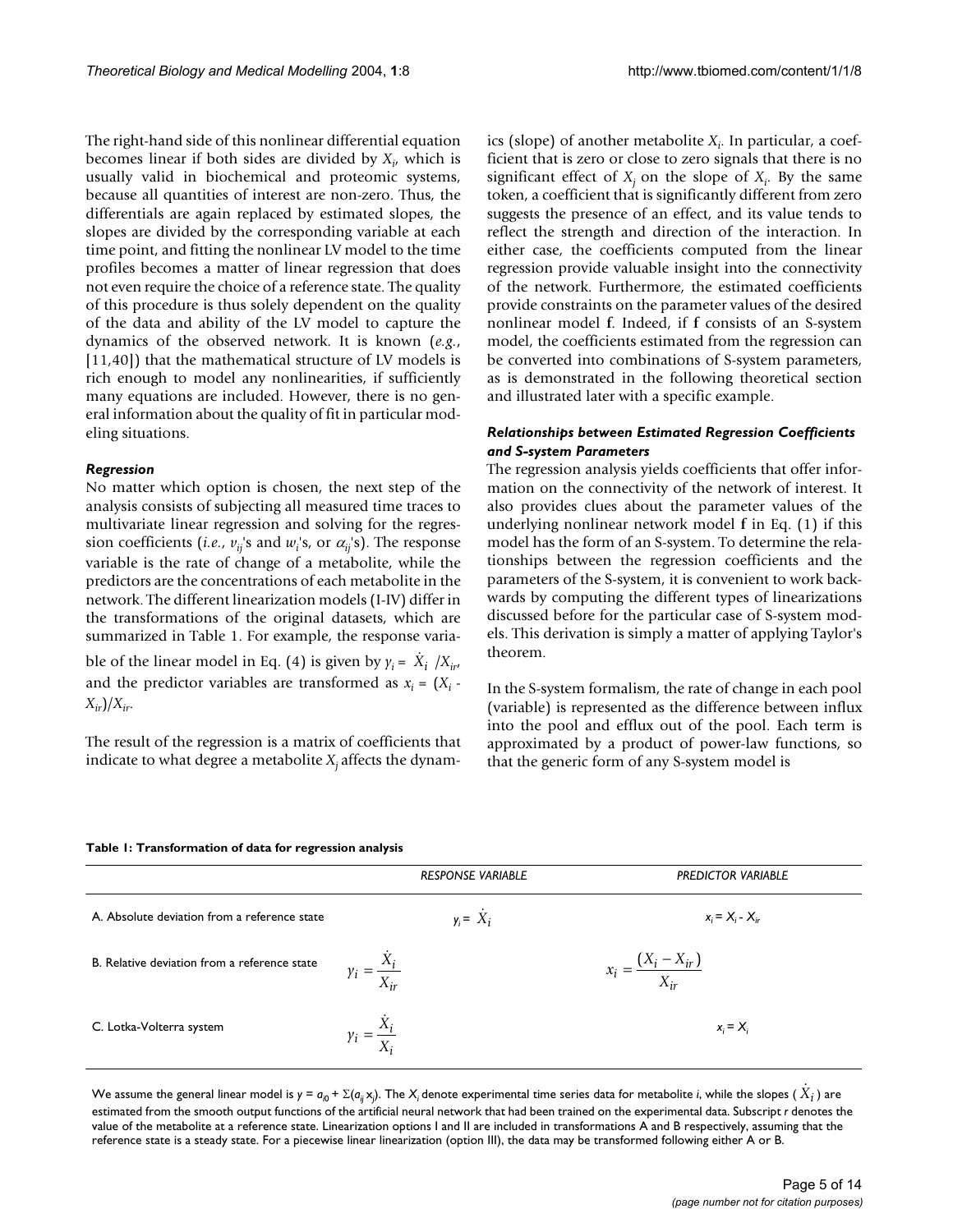The right-hand side of this nonlinear differential equation becomes linear if both sides are divided by $X_i$, which is usually valid in biochemical and proteomic systems, because all quantities of interest are non-zero. Thus, the differentials are again replaced by estimated slopes, the slopes are divided by the corresponding variable at each time point, and fitting the nonlinear LV model to the time profiles becomes a matter of linear regression that does not even require the choice of a reference state. The quality of this procedure is thus solely dependent on the quality of the data and ability of the LV model to capture the dynamics of the observed network. It is known (*e.g.*, [11,40]) that the mathematical structure of LV models is rich enough to model any nonlinearities, if sufficiently many equations are included. However, there is no general information about the quality of fit in particular modeling situations.

### *Regression*

No matter which option is chosen, the next step of the analysis consists of subjecting all measured time traces to multivariate linear regression and solving for the regression coefficients (*i.e.*, $v_{ij}$'s and $w_i$'s, or $\alpha_{ij}$'s). The response variable is the rate of change of a metabolite, while the predictors are the concentrations of each metabolite in the network. The different linearization models (I-IV) differ in the transformations of the original datasets, which are summarized in Table 1. For example, the response variable of the linear model in Eq. (4) is given by $y_i = \dot{X}_i / X_{ir}$, and the predictor variables are transformed as $x_i = (X_i - X_{ir})/X_{ir}$.

The result of the regression is a matrix of coefficients that indicate to what degree a metabolite $X_j$ affects the dynamics (slope) of another metabolite $X_i$. In particular, a coefficient that is zero or close to zero signals that there is no significant effect of $X_j$ on the slope of $X_i$. By the same token, a coefficient that is significantly different from zero suggests the presence of an effect, and its value tends to reflect the strength and direction of the interaction. In either case, the coefficients computed from the linear regression provide valuable insight into the connectivity of the network. Furthermore, the estimated coefficients provide constraints on the parameter values of the desired nonlinear model **f**. Indeed, if **f** consists of an S-system model, the coefficients estimated from the regression can be converted into combinations of S-system parameters, as is demonstrated in the following theoretical section and illustrated later with a specific example.

### *Relationships between Estimated Regression Coefficients and S-system Parameters*

The regression analysis yields coefficients that offer information on the connectivity of the network of interest. It also provides clues about the parameter values of the underlying nonlinear network model **f** in Eq. (1) if this model has the form of an S-system. To determine the relationships between the regression coefficients and the parameters of the S-system, it is convenient to work backwards by computing the different types of linearizations discussed before for the particular case of S-system models. This derivation is simply a matter of applying Taylor's theorem.

In the S-system formalism, the rate of change in each pool (variable) is represented as the difference between influx into the pool and efflux out of the pool. Each term is approximated by a product of power-law functions, so that the generic form of any S-system model is

**Table 1: Transformation of data for regression analysis**

| | *RESPONSE VARIABLE* | *PREDICTOR VARIABLE* |
|---|---|---|
| A. Absolute deviation from a reference state | $y_i = \dot{X}_i$ | $x_i = X_i - X_{ir}$ |
| B. Relative deviation from a reference state | $y_i = \dfrac{\dot{X}_i}{X_{ir}}$ | $x_i = \dfrac{(X_i - X_{ir})}{X_{ir}}$ |
| C. Lotka-Volterra system | $y_i = \dfrac{\dot{X}_i}{X_i}$ | $x_i = X_i$ |

We assume the general linear model is $y = a_{i0} + \Sigma(a_{ij} x_j)$. The $X_i$ denote experimental time series data for metabolite *i*, while the slopes ($\dot{X}_i$) are estimated from the smooth output functions of the artificial neural network that had been trained on the experimental data. Subscript *r* denotes the value of the metabolite at a reference state. Linearization options I and II are included in transformations A and B respectively, assuming that the reference state is a steady state. For a piecewise linear linearization (option III), the data may be transformed following either A or B.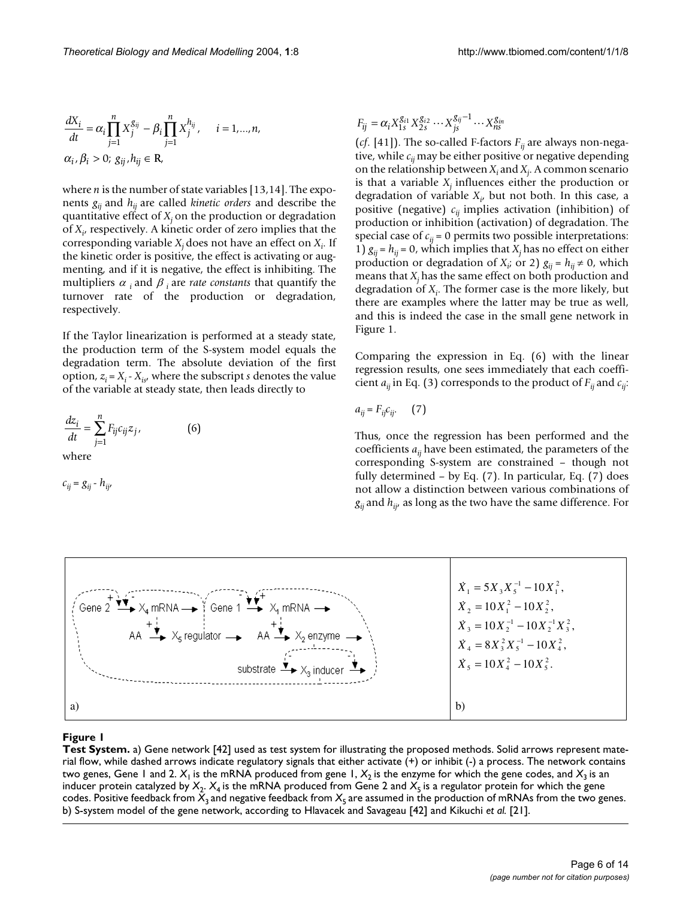$$\frac{dX_i}{dt} = \alpha_i \prod_{j=1}^{n} X_j^{g_{ij}} - \beta_i \prod_{j=1}^{n} X_j^{h_{ij}}, \qquad i = 1,\ldots,n,$$

$$\alpha_i, \beta_i > 0;\; g_{ij}, h_{ij} \in \mathbf{R},$$

where $n$ is the number of state variables [13,14]. The exponents $g_{ij}$ and $h_{ij}$ are called *kinetic orders* and describe the quantitative effect of $X_j$ on the production or degradation of $X_i$, respectively. A kinetic order of zero implies that the corresponding variable $X_j$ does not have an effect on $X_i$. If the kinetic order is positive, the effect is activating or augmenting, and if it is negative, the effect is inhibiting. The multipliers $\alpha_i$ and $\beta_i$ are *rate constants* that quantify the turnover rate of the production or degradation, respectively.

If the Taylor linearization is performed at a steady state, the production term of the S-system model equals the degradation term. The absolute deviation of the first option, $z_i = X_i - X_{is}$, where the subscript $s$ denotes the value of the variable at steady state, then leads directly to

$$\frac{dz_i}{dt} = \sum_{j=1}^{n} F_{ij} c_{ij} z_j, \qquad (6)$$

where

$$c_{ij} = g_{ij} - h_{ij},$$

$$F_{ij} = \alpha_i X_{1s}^{g_{i1}} X_{2s}^{g_{i2}} \cdots X_{js}^{g_{ij}-1} \cdots X_{ns}^{g_{in}}$$

(*cf.* [41]). The so-called F-factors $F_{ij}$ are always non-negative, while $c_{ij}$ may be either positive or negative depending on the relationship between $X_i$ and $X_j$. A common scenario is that a variable $X_j$ influences either the production or degradation of variable $X_i$, but not both. In this case, a positive (negative) $c_{ij}$ implies activation (inhibition) of production or inhibition (activation) of degradation. The special case of $c_{ij} = 0$ permits two possible interpretations: 1) $g_{ij} = h_{ij} = 0$, which implies that $X_j$ has no effect on either production or degradation of $X_i$; or 2) $g_{ij} = h_{ij} \neq 0$, which means that $X_j$ has the same effect on both production and degradation of $X_i$. The former case is the more likely, but there are examples where the latter may be true as well, and this is indeed the case in the small gene network in Figure 1.

Comparing the expression in Eq. (6) with the linear regression results, one sees immediately that each coefficient $a_{ij}$ in Eq. (3) corresponds to the product of $F_{ij}$ and $c_{ij}$:

$$a_{ij} = F_{ij} c_{ij}. \qquad (7)$$

Thus, once the regression has been performed and the coefficients $a_{ij}$ have been estimated, the parameters of the corresponding S-system are constrained – though not fully determined – by Eq. (7). In particular, Eq. (7) does not allow a distinction between various combinations of $g_{ij}$ and $h_{ij}$, as long as the two have the same difference. For

$$\dot{X}_1 = 5X_3X_5^{-1} - 10X_1^2,$$
$$\dot{X}_2 = 10X_1^2 - 10X_2^2,$$
$$\dot{X}_3 = 10X_2^{-1} - 10X_2^{-1}X_3^2,$$
$$\dot{X}_4 = 8X_3^2X_5^{-1} - 10X_4^2,$$
$$\dot{X}_5 = 10X_4^2 - 10X_5^2.$$

**Figure 1**

**Test System.** a) Gene network [42] used as test system for illustrating the proposed methods. Solid arrows represent material flow, while dashed arrows indicate regulatory signals that either activate (+) or inhibit (-) a process. The network contains two genes, Gene 1 and 2. $X_1$ is the mRNA produced from gene 1, $X_2$ is the enzyme for which the gene codes, and $X_3$ is an inducer protein catalyzed by $X_2$. $X_4$ is the mRNA produced from Gene 2 and $X_5$ is a regulator protein for which the gene codes. Positive feedback from $X_3$ and negative feedback from $X_5$ are assumed in the production of mRNAs from the two genes. b) S-system model of the gene network, according to Hlavacek and Savageau [42] and Kikuchi *et al.* [21].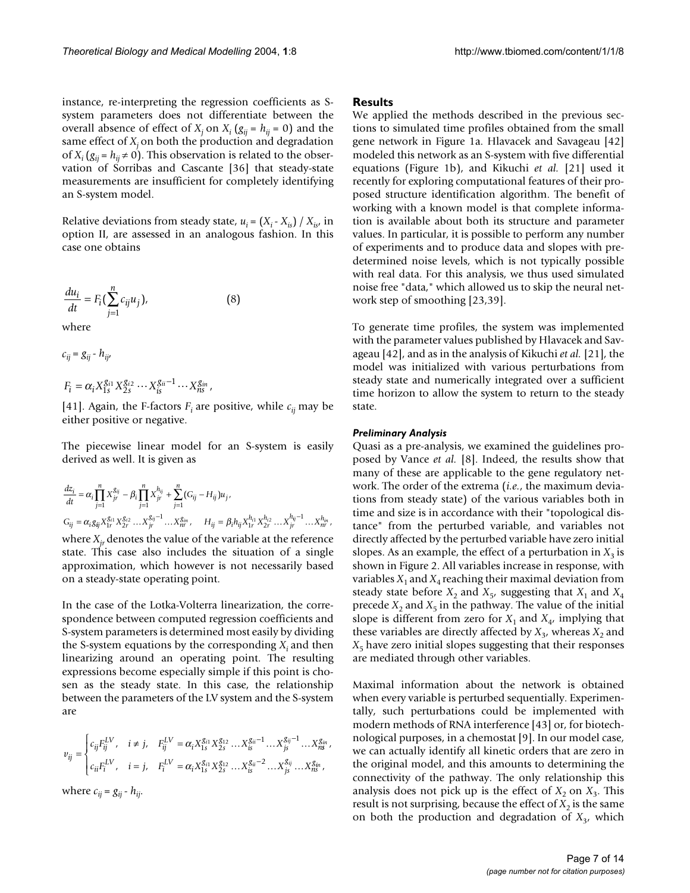instance, re-interpreting the regression coefficients as S-system parameters does not differentiate between the overall absence of effect of $X_j$ on $X_i$ ($g_{ij} = h_{ij} = 0$) and the same effect of $X_j$ on both the production and degradation of $X_i$ ($g_{ij} = h_{ij} \neq 0$). This observation is related to the observation of Sorribas and Cascante [36] that steady-state measurements are insufficient for completely identifying an S-system model.

Relative deviations from steady state, $u_i = (X_i - X_{is}) / X_{is}$, in option II, are assessed in an analogous fashion. In this case one obtains

$$\frac{du_i}{dt} = F_i(\sum_{j=1}^{n} c_{ij} u_j), \qquad (8)$$

where

$c_{ij} = g_{ij} - h_{ij}$,

$F_i = \alpha_i X_{1s}^{g_{i1}} X_{2s}^{g_{i2}} \cdots X_{is}^{g_{ii}-1} \cdots X_{ns}^{g_{in}}$,

[41]. Again, the F-factors $F_i$ are positive, while $c_{ij}$ may be either positive or negative.

The piecewise linear model for an S-system is easily derived as well. It is given as

$$\frac{dz_i}{dt} = \alpha_i \prod_{j=1}^{n} X_{jr}^{g_{ij}} - \beta_i \prod_{j=1}^{n} X_{jr}^{h_{ij}} + \sum_{j=1}^{n} (G_{ij} - H_{ij}) u_j,$$

$$G_{ij} = \alpha_i g_{ij} X_{1r}^{g_{i1}} X_{2r}^{g_{i2}} \ldots X_{jr}^{g_{ij}-1} \ldots X_{nr}^{g_{in}}, \quad H_{ij} = \beta_i h_{ij} X_{1r}^{h_{i1}} X_{2r}^{h_{i2}} \ldots X_{jr}^{h_{ij}-1} \ldots X_{nr}^{h_{in}},$$

where $X_{jr}$ denotes the value of the variable at the reference state. This case also includes the situation of a single approximation, which however is not necessarily based on a steady-state operating point.

In the case of the Lotka-Volterra linearization, the correspondence between computed regression coefficients and S-system parameters is determined most easily by dividing the S-system equations by the corresponding $X_i$ and then linearizing around an operating point. The resulting expressions become especially simple if this point is chosen as the steady state. In this case, the relationship between the parameters of the LV system and the S-system are

$$v_{ij} = \begin{cases} c_{ij} F_{ij}^{LV}, & i \neq j, \quad F_{ij}^{LV} = \alpha_i X_{1s}^{g_{i1}} X_{2s}^{g_{i2}} \ldots X_{is}^{g_{ii}-1} \ldots X_{js}^{g_{ij}-1} \ldots X_{ns}^{g_{in}}, \\ c_{ii} F_i^{LV}, & i = j, \quad F_i^{LV} = \alpha_i X_{1s}^{g_{i1}} X_{2s}^{g_{i2}} \ldots X_{is}^{g_{ii}-2} \ldots X_{js}^{g_{ij}} \ldots X_{ns}^{g_{in}}, \end{cases}$$

where $c_{ij} = g_{ij} - h_{ij}$.

## Results

We applied the methods described in the previous sections to simulated time profiles obtained from the small gene network in Figure 1a. Hlavacek and Savageau [42] modeled this network as an S-system with five differential equations (Figure 1b), and Kikuchi *et al.* [21] used it recently for exploring computational features of their proposed structure identification algorithm. The benefit of working with a known model is that complete information is available about both its structure and parameter values. In particular, it is possible to perform any number of experiments and to produce data and slopes with predetermined noise levels, which is not typically possible with real data. For this analysis, we thus used simulated noise free "data," which allowed us to skip the neural network step of smoothing [23,39].

To generate time profiles, the system was implemented with the parameter values published by Hlavacek and Savageau [42], and as in the analysis of Kikuchi *et al.* [21], the model was initialized with various perturbations from steady state and numerically integrated over a sufficient time horizon to allow the system to return to the steady state.

### *Preliminary Analysis*

Quasi as a pre-analysis, we examined the guidelines proposed by Vance *et al.* [8]. Indeed, the results show that many of these are applicable to the gene regulatory network. The order of the extrema (*i.e.*, the maximum deviations from steady state) of the various variables both in time and size is in accordance with their "topological distance" from the perturbed variable, and variables not directly affected by the perturbed variable have zero initial slopes. As an example, the effect of a perturbation in $X_3$ is shown in Figure 2. All variables increase in response, with variables $X_1$ and $X_4$ reaching their maximal deviation from steady state before $X_2$ and $X_5$, suggesting that $X_1$ and $X_4$ precede $X_2$ and $X_5$ in the pathway. The value of the initial slope is different from zero for $X_1$ and $X_4$, implying that these variables are directly affected by $X_3$, whereas $X_2$ and $X_5$ have zero initial slopes suggesting that their responses are mediated through other variables.

Maximal information about the network is obtained when every variable is perturbed sequentially. Experimentally, such perturbations could be implemented with modern methods of RNA interference [43] or, for biotechnological purposes, in a chemostat [9]. In our model case, we can actually identify all kinetic orders that are zero in the original model, and this amounts to determining the connectivity of the pathway. The only relationship this analysis does not pick up is the effect of $X_2$ on $X_3$. This result is not surprising, because the effect of $X_2$ is the same on both the production and degradation of $X_3$, which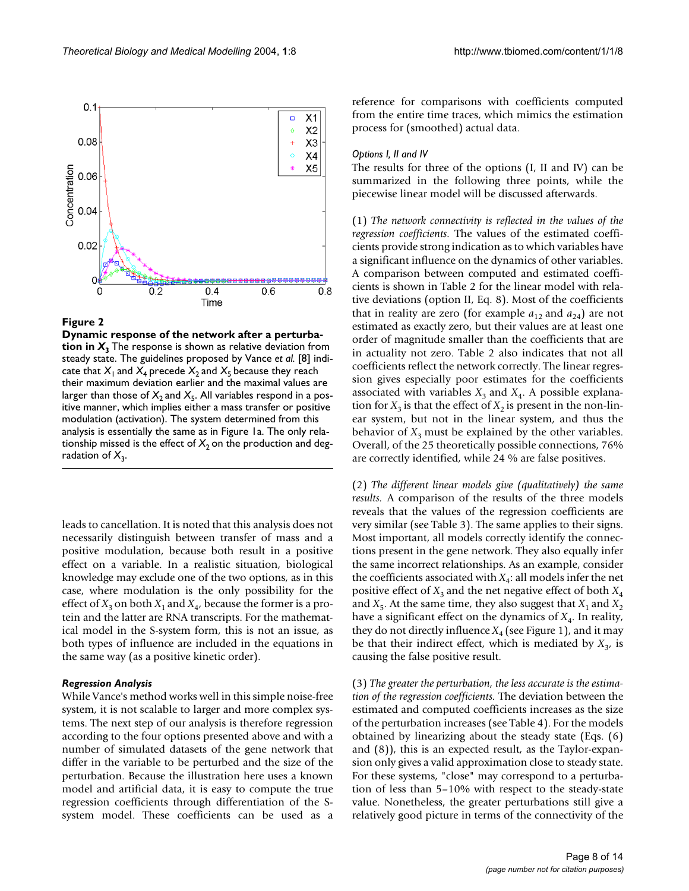**Figure 2**

**Dynamic response of the network after a perturbation in $X_3$** The response is shown as relative deviation from steady state. The guidelines proposed by Vance *et al.* [8] indicate that $X_1$ and $X_4$ precede $X_2$ and $X_5$ because they reach their maximum deviation earlier and the maximal values are larger than those of $X_2$ and $X_5$. All variables respond in a positive manner, which implies either a mass transfer or positive modulation (activation). The system determined from this analysis is essentially the same as in Figure 1a. The only relationship missed is the effect of $X_2$ on the production and degradation of $X_3$.

leads to cancellation. It is noted that this analysis does not necessarily distinguish between transfer of mass and a positive modulation, because both result in a positive effect on a variable. In a realistic situation, biological knowledge may exclude one of the two options, as in this case, where modulation is the only possibility for the effect of $X_3$ on both $X_1$ and $X_4$, because the former is a protein and the latter are RNA transcripts. For the mathematical model in the S-system form, this is not an issue, as both types of influence are included in the equations in the same way (as a positive kinetic order).

### Regression Analysis

While Vance's method works well in this simple noise-free system, it is not scalable to larger and more complex systems. The next step of our analysis is therefore regression according to the four options presented above and with a number of simulated datasets of the gene network that differ in the variable to be perturbed and the size of the perturbation. Because the illustration here uses a known model and artificial data, it is easy to compute the true regression coefficients through differentiation of the S-system model. These coefficients can be used as a reference for comparisons with coefficients computed from the entire time traces, which mimics the estimation process for (smoothed) actual data.

#### Options I, II and IV

The results for three of the options (I, II and IV) can be summarized in the following three points, while the piecewise linear model will be discussed afterwards.

(1) *The network connectivity is reflected in the values of the regression coefficients.* The values of the estimated coefficients provide strong indication as to which variables have a significant influence on the dynamics of other variables. A comparison between computed and estimated coefficients is shown in Table 2 for the linear model with relative deviations (option II, Eq. 8). Most of the coefficients that in reality are zero (for example $a_{12}$ and $a_{24}$) are not estimated as exactly zero, but their values are at least one order of magnitude smaller than the coefficients that are in actuality not zero. Table 2 also indicates that not all coefficients reflect the network correctly. The linear regression gives especially poor estimates for the coefficients associated with variables $X_3$ and $X_4$. A possible explanation for $X_3$ is that the effect of $X_2$ is present in the non-linear system, but not in the linear system, and thus the behavior of $X_3$ must be explained by the other variables. Overall, of the 25 theoretically possible connections, 76% are correctly identified, while 24 % are false positives.

(2) *The different linear models give (qualitatively) the same results.* A comparison of the results of the three models reveals that the values of the regression coefficients are very similar (see Table 3). The same applies to their signs. Most important, all models correctly identify the connections present in the gene network. They also equally infer the same incorrect relationships. As an example, consider the coefficients associated with $X_4$: all models infer the net positive effect of $X_3$ and the net negative effect of both $X_4$ and $X_5$. At the same time, they also suggest that $X_1$ and $X_2$ have a significant effect on the dynamics of $X_4$. In reality, they do not directly influence $X_4$ (see Figure 1), and it may be that their indirect effect, which is mediated by $X_3$, is causing the false positive result.

(3) *The greater the perturbation, the less accurate is the estimation of the regression coefficients.* The deviation between the estimated and computed coefficients increases as the size of the perturbation increases (see Table 4). For the models obtained by linearizing about the steady state (Eqs. (6) and (8)), this is an expected result, as the Taylor-expansion only gives a valid approximation close to steady state. For these systems, "close" may correspond to a perturbation of less than 5–10% with respect to the steady-state value. Nonetheless, the greater perturbations still give a relatively good picture in terms of the connectivity of the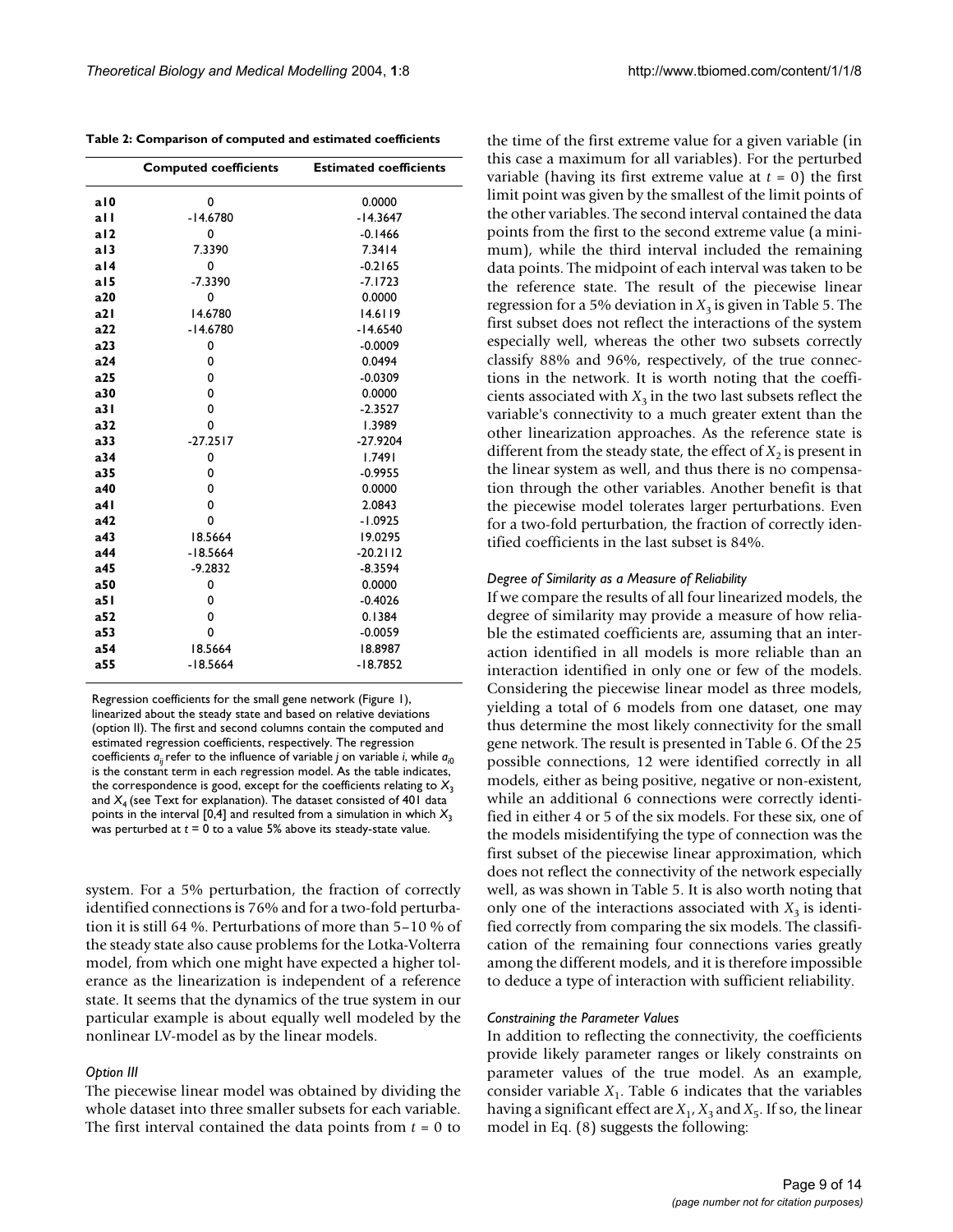**Table 2: Comparison of computed and estimated coefficients**

| | Computed coefficients | Estimated coefficients |
|---|---|---|
| a10 | 0 | 0.0000 |
| a11 | -14.6780 | -14.3647 |
| a12 | 0 | -0.1466 |
| a13 | 7.3390 | 7.3414 |
| a14 | 0 | -0.2165 |
| a15 | -7.3390 | -7.1723 |
| a20 | 0 | 0.0000 |
| a21 | 14.6780 | 14.6119 |
| a22 | -14.6780 | -14.6540 |
| a23 | 0 | -0.0009 |
| a24 | 0 | 0.0494 |
| a25 | 0 | -0.0309 |
| a30 | 0 | 0.0000 |
| a31 | 0 | -2.3527 |
| a32 | 0 | 1.3989 |
| a33 | -27.2517 | -27.9204 |
| a34 | 0 | 1.7491 |
| a35 | 0 | -0.9955 |
| a40 | 0 | 0.0000 |
| a41 | 0 | 2.0843 |
| a42 | 0 | -1.0925 |
| a43 | 18.5664 | 19.0295 |
| a44 | -18.5664 | -20.2112 |
| a45 | -9.2832 | -8.3594 |
| a50 | 0 | 0.0000 |
| a51 | 0 | -0.4026 |
| a52 | 0 | 0.1384 |
| a53 | 0 | -0.0059 |
| a54 | 18.5664 | 18.8987 |
| a55 | -18.5664 | -18.7852 |

Regression coefficients for the small gene network (Figure 1), linearized about the steady state and based on relative deviations (option II). The first and second columns contain the computed and estimated regression coefficients, respectively. The regression coefficients $a_{ij}$ refer to the influence of variable $j$ on variable $i$, while $a_{i0}$ is the constant term in each regression model. As the table indicates, the correspondence is good, except for the coefficients relating to $X_3$ and $X_4$ (see Text for explanation). The dataset consisted of 401 data points in the interval [0,4] and resulted from a simulation in which $X_3$ was perturbed at $t = 0$ to a value 5% above its steady-state value.

system. For a 5% perturbation, the fraction of correctly identified connections is 76% and for a two-fold perturbation it is still 64 %. Perturbations of more than 5–10 % of the steady state also cause problems for the Lotka-Volterra model, from which one might have expected a higher tolerance as the linearization is independent of a reference state. It seems that the dynamics of the true system in our particular example is about equally well modeled by the nonlinear LV-model as by the linear models.

#### *Option III*

The piecewise linear model was obtained by dividing the whole dataset into three smaller subsets for each variable. The first interval contained the data points from $t = 0$ to the time of the first extreme value for a given variable (in this case a maximum for all variables). For the perturbed variable (having its first extreme value at $t = 0$) the first limit point was given by the smallest of the limit points of the other variables. The second interval contained the data points from the first to the second extreme value (a minimum), while the third interval included the remaining data points. The midpoint of each interval was taken to be the reference state. The result of the piecewise linear regression for a 5% deviation in $X_3$ is given in Table 5. The first subset does not reflect the interactions of the system especially well, whereas the other two subsets correctly classify 88% and 96%, respectively, of the true connections in the network. It is worth noting that the coefficients associated with $X_3$ in the two last subsets reflect the variable's connectivity to a much greater extent than the other linearization approaches. As the reference state is different from the steady state, the effect of $X_2$ is present in the linear system as well, and thus there is no compensation through the other variables. Another benefit is that the piecewise model tolerates larger perturbations. Even for a two-fold perturbation, the fraction of correctly identified coefficients in the last subset is 84%.

#### *Degree of Similarity as a Measure of Reliability*

If we compare the results of all four linearized models, the degree of similarity may provide a measure of how reliable the estimated coefficients are, assuming that an interaction identified in all models is more reliable than an interaction identified in only one or few of the models. Considering the piecewise linear model as three models, yielding a total of 6 models from one dataset, one may thus determine the most likely connectivity for the small gene network. The result is presented in Table 6. Of the 25 possible connections, 12 were identified correctly in all models, either as being positive, negative or non-existent, while an additional 6 connections were correctly identified in either 4 or 5 of the six models. For these six, one of the models misidentifying the type of connection was the first subset of the piecewise linear approximation, which does not reflect the connectivity of the network especially well, as was shown in Table 5. It is also worth noting that only one of the interactions associated with $X_3$ is identified correctly from comparing the six models. The classification of the remaining four connections varies greatly among the different models, and it is therefore impossible to deduce a type of interaction with sufficient reliability.

#### *Constraining the Parameter Values*

In addition to reflecting the connectivity, the coefficients provide likely parameter ranges or likely constraints on parameter values of the true model. As an example, consider variable $X_1$. Table 6 indicates that the variables having a significant effect are $X_1$, $X_3$ and $X_5$. If so, the linear model in Eq. (8) suggests the following: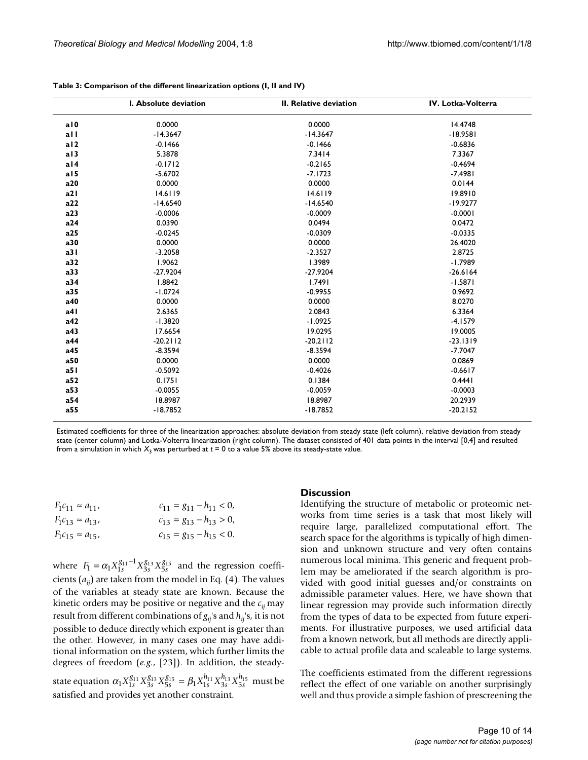**Table 3: Comparison of the different linearization options (I, II and IV)**

| | I. Absolute deviation | II. Relative deviation | IV. Lotka-Volterra |
|---|---|---|---|
| a10 | 0.0000 | 0.0000 | 14.4748 |
| a11 | -14.3647 | -14.3647 | -18.9581 |
| a12 | -0.1466 | -0.1466 | -0.6836 |
| a13 | 5.3878 | 7.3414 | 7.3367 |
| a14 | -0.1712 | -0.2165 | -0.4694 |
| a15 | -5.6702 | -7.1723 | -7.4981 |
| a20 | 0.0000 | 0.0000 | 0.0144 |
| a21 | 14.6119 | 14.6119 | 19.8910 |
| a22 | -14.6540 | -14.6540 | -19.9277 |
| a23 | -0.0006 | -0.0009 | -0.0001 |
| a24 | 0.0390 | 0.0494 | 0.0472 |
| a25 | -0.0245 | -0.0309 | -0.0335 |
| a30 | 0.0000 | 0.0000 | 26.4020 |
| a31 | -3.2058 | -2.3527 | 2.8725 |
| a32 | 1.9062 | 1.3989 | -1.7989 |
| a33 | -27.9204 | -27.9204 | -26.6164 |
| a34 | 1.8842 | 1.7491 | -1.5871 |
| a35 | -1.0724 | -0.9955 | 0.9692 |
| a40 | 0.0000 | 0.0000 | 8.0270 |
| a41 | 2.6365 | 2.0843 | 6.3364 |
| a42 | -1.3820 | -1.0925 | -4.1579 |
| a43 | 17.6654 | 19.0295 | 19.0005 |
| a44 | -20.2112 | -20.2112 | -23.1319 |
| a45 | -8.3594 | -8.3594 | -7.7047 |
| a50 | 0.0000 | 0.0000 | 0.0869 |
| a51 | -0.5092 | -0.4026 | -0.6617 |
| a52 | 0.1751 | 0.1384 | 0.4441 |
| a53 | -0.0055 | -0.0059 | -0.0003 |
| a54 | 18.8987 | 18.8987 | 20.2939 |
| a55 | -18.7852 | -18.7852 | -20.2152 |

Estimated coefficients for three of the linearization approaches: absolute deviation from steady state (left column), relative deviation from steady state (center column) and Lotka-Volterra linearization (right column). The dataset consisted of 401 data points in the interval [0,4] and resulted from a simulation in which $X_3$ was perturbed at $t = 0$ to a value 5% above its steady-state value.

$$
\begin{aligned}
F_1 c_{11} &\approx a_{11}, & c_{11} &= g_{11} - h_{11} < 0,\\
F_1 c_{13} &\approx a_{13}, & c_{13} &= g_{13} - h_{13} > 0,\\
F_1 c_{15} &\approx a_{15}, & c_{15} &= g_{15} - h_{15} < 0.
\end{aligned}
$$

where $F_1 = \alpha_1 X_{1s}^{g_{11}-1} X_{3s}^{g_{13}} X_{5s}^{g_{15}}$ and the regression coefficients ($a_{ij}$) are taken from the model in Eq. (4). The values of the variables at steady state are known. Because the kinetic orders may be positive or negative and the $c_{ij}$ may result from different combinations of $g_{ij}$'s and $h_{ij}$'s, it is not possible to deduce directly which exponent is greater than the other. However, in many cases one may have additional information on the system, which further limits the degrees of freedom (*e.g.*, [23]). In addition, the steady-state equation $\alpha_1 X_{1s}^{g_{11}} X_{3s}^{g_{13}} X_{5s}^{g_{15}} = \beta_1 X_{1s}^{h_{11}} X_{3s}^{h_{13}} X_{5s}^{h_{15}}$ must be satisfied and provides yet another constraint.

## Discussion

Identifying the structure of metabolic or proteomic networks from time series is a task that most likely will require large, parallelized computational effort. The search space for the algorithms is typically of high dimension and unknown structure and very often contains numerous local minima. This generic and frequent problem may be ameliorated if the search algorithm is provided with good initial guesses and/or constraints on admissible parameter values. Here, we have shown that linear regression may provide such information directly from the types of data to be expected from future experiments. For illustrative purposes, we used artificial data from a known network, but all methods are directly applicable to actual profile data and scaleable to large systems.

The coefficients estimated from the different regressions reflect the effect of one variable on another surprisingly well and thus provide a simple fashion of prescreening the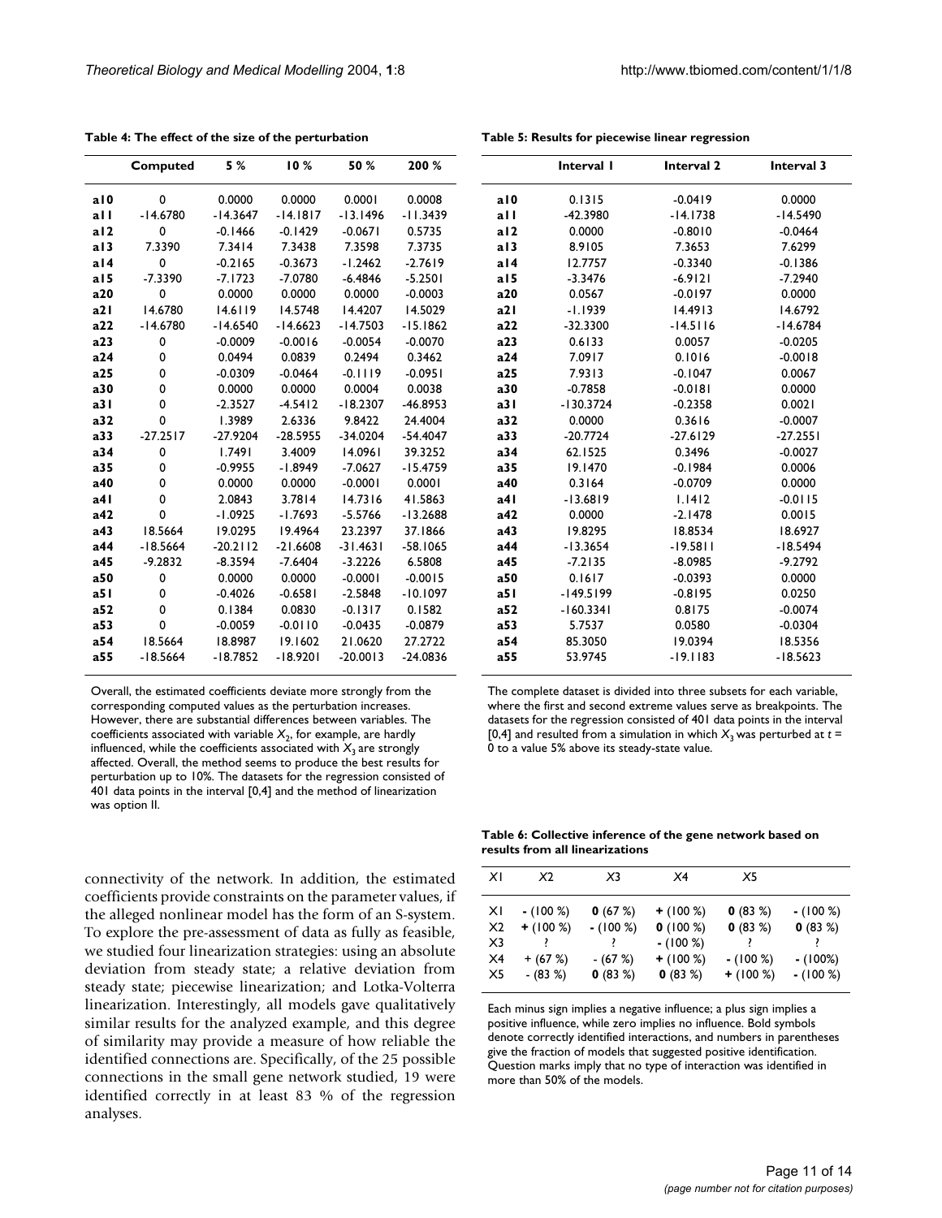**Table 4: The effect of the size of the perturbation**

|  | Computed | 5 % | 10 % | 50 % | 200 % |
|---|---|---|---|---|---|
| a10 | 0 | 0.0000 | 0.0000 | 0.0001 | 0.0008 |
| a11 | -14.6780 | -14.3647 | -14.1817 | -13.1496 | -11.3439 |
| a12 | 0 | -0.1466 | -0.1429 | -0.0671 | 0.5735 |
| a13 | 7.3390 | 7.3414 | 7.3438 | 7.3598 | 7.3735 |
| a14 | 0 | -0.2165 | -0.3673 | -1.2462 | -2.7619 |
| a15 | -7.3390 | -7.1723 | -7.0780 | -6.4846 | -5.2501 |
| a20 | 0 | 0.0000 | 0.0000 | 0.0000 | -0.0003 |
| a21 | 14.6780 | 14.6119 | 14.5748 | 14.4207 | 14.5029 |
| a22 | -14.6780 | -14.6540 | -14.6623 | -14.7503 | -15.1862 |
| a23 | 0 | -0.0009 | -0.0016 | -0.0054 | -0.0070 |
| a24 | 0 | 0.0494 | 0.0839 | 0.2494 | 0.3462 |
| a25 | 0 | -0.0309 | -0.0464 | -0.1119 | -0.0951 |
| a30 | 0 | 0.0000 | 0.0000 | 0.0004 | 0.0038 |
| a31 | 0 | -2.3527 | -4.5412 | -18.2307 | -46.8953 |
| a32 | 0 | 1.3989 | 2.6336 | 9.8422 | 24.4004 |
| a33 | -27.2517 | -27.9204 | -28.5955 | -34.0204 | -54.4047 |
| a34 | 0 | 1.7491 | 3.4009 | 14.0961 | 39.3252 |
| a35 | 0 | -0.9955 | -1.8949 | -7.0627 | -15.4759 |
| a40 | 0 | 0.0000 | 0.0000 | -0.0001 | 0.0001 |
| a41 | 0 | 2.0843 | 3.7814 | 14.7316 | 41.5863 |
| a42 | 0 | -1.0925 | -1.7693 | -5.5766 | -13.2688 |
| a43 | 18.5664 | 19.0295 | 19.4964 | 23.2397 | 37.1866 |
| a44 | -18.5664 | -20.2112 | -21.6608 | -31.4631 | -58.1065 |
| a45 | -9.2832 | -8.3594 | -7.6404 | -3.2226 | 6.5808 |
| a50 | 0 | 0.0000 | 0.0000 | -0.0001 | -0.0015 |
| a51 | 0 | -0.4026 | -0.6581 | -2.5848 | -10.1097 |
| a52 | 0 | 0.1384 | 0.0830 | -0.1317 | 0.1582 |
| a53 | 0 | -0.0059 | -0.0110 | -0.0435 | -0.0879 |
| a54 | 18.5664 | 18.8987 | 19.1602 | 21.0620 | 27.2722 |
| a55 | -18.5664 | -18.7852 | -18.9201 | -20.0013 | -24.0836 |

Overall, the estimated coefficients deviate more strongly from the corresponding computed values as the perturbation increases. However, there are substantial differences between variables. The coefficients associated with variable $X_2$, for example, are hardly influenced, while the coefficients associated with $X_3$ are strongly affected. Overall, the method seems to produce the best results for perturbation up to 10%. The datasets for the regression consisted of 401 data points in the interval [0,4] and the method of linearization was option II.

**Table 5: Results for piecewise linear regression**

|  | Interval 1 | Interval 2 | Interval 3 |
|---|---|---|---|
| a10 | 0.1315 | -0.0419 | 0.0000 |
| a11 | -42.3980 | -14.1738 | -14.5490 |
| a12 | 0.0000 | -0.8010 | -0.0464 |
| a13 | 8.9105 | 7.3653 | 7.6299 |
| a14 | 12.7757 | -0.3340 | -0.1386 |
| a15 | -3.3476 | -6.9121 | -7.2940 |
| a20 | 0.0567 | -0.0197 | 0.0000 |
| a21 | -1.1939 | 14.4913 | 14.6792 |
| a22 | -32.3300 | -14.5116 | -14.6784 |
| a23 | 0.6133 | 0.0057 | -0.0205 |
| a24 | 7.0917 | 0.1016 | -0.0018 |
| a25 | 7.9313 | -0.1047 | 0.0067 |
| a30 | -0.7858 | -0.0181 | 0.0000 |
| a31 | -130.3724 | -0.2358 | 0.0021 |
| a32 | 0.0000 | 0.3616 | -0.0007 |
| a33 | -20.7724 | -27.6129 | -27.2551 |
| a34 | 62.1525 | 0.3496 | -0.0027 |
| a35 | 19.1470 | -0.1984 | 0.0006 |
| a40 | 0.3164 | -0.0709 | 0.0000 |
| a41 | -13.6819 | 1.1412 | -0.0115 |
| a42 | 0.0000 | -2.1478 | 0.0015 |
| a43 | 19.8295 | 18.8534 | 18.6927 |
| a44 | -13.3654 | -19.5811 | -18.5494 |
| a45 | -7.2135 | -8.0985 | -9.2792 |
| a50 | 0.1617 | -0.0393 | 0.0000 |
| a51 | -149.5199 | -0.8195 | 0.0250 |
| a52 | -160.3341 | 0.8175 | -0.0074 |
| a53 | 5.7537 | 0.0580 | -0.0304 |
| a54 | 85.3050 | 19.0394 | 18.5356 |
| a55 | 53.9745 | -19.1183 | -18.5623 |

The complete dataset is divided into three subsets for each variable, where the first and second extreme values serve as breakpoints. The datasets for the regression consisted of 401 data points in the interval [0,4] and resulted from a simulation in which $X_3$ was perturbed at $t$ = 0 to a value 5% above its steady-state value.

connectivity of the network. In addition, the estimated coefficients provide constraints on the parameter values, if the alleged nonlinear model has the form of an S-system. To explore the pre-assessment of data as fully as feasible, we studied four linearization strategies: using an absolute deviation from steady state; a relative deviation from steady state; piecewise linearization; and Lotka-Volterra linearization. Interestingly, all models gave qualitatively similar results for the analyzed example, and this degree of similarity may provide a measure of how reliable the identified connections are. Specifically, of the 25 possible connections in the small gene network studied, 19 were identified correctly in at least 83 % of the regression analyses.

**Table 6: Collective inference of the gene network based on results from all linearizations**

| X1 | X2 | X3 | X4 | X5 |  |
|---|---|---|---|---|---|
| X1 | **-** (100 %) | **0** (67 %) | **+** (100 %) | **0** (83 %) | **-** (100 %) |
| X2 | **+** (100 %) | **-** (100 %) | **0** (100 %) | **0** (83 %) | **0** (83 %) |
| X3 | ? | ? | **-** (100 %) | ? | ? |
| X4 | + (67 %) | - (67 %) | **+** (100 %) | - (100 %) | **-** (100%) |
| X5 | - (83 %) | **0** (83 %) | **0** (83 %) | **+** (100 %) | **-** (100 %) |

Each minus sign implies a negative influence; a plus sign implies a positive influence, while zero implies no influence. Bold symbols denote correctly identified interactions, and numbers in parentheses give the fraction of models that suggested positive identification. Question marks imply that no type of interaction was identified in more than 50% of the models.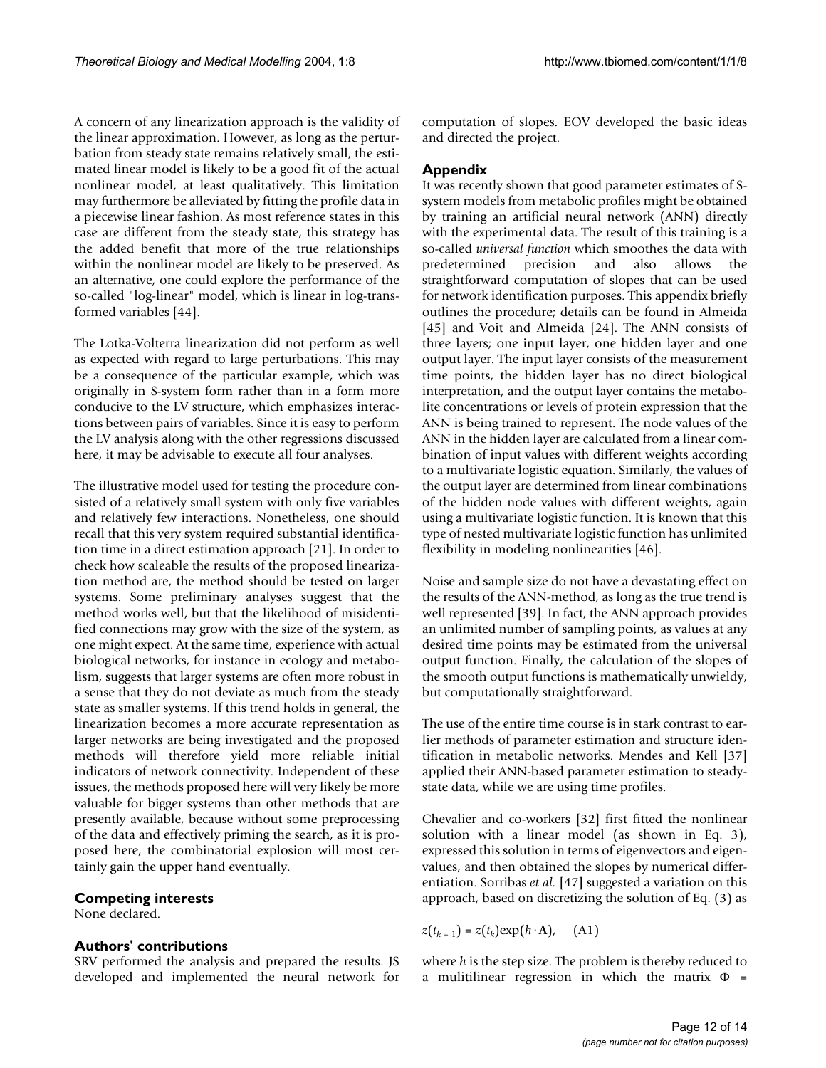A concern of any linearization approach is the validity of the linear approximation. However, as long as the perturbation from steady state remains relatively small, the estimated linear model is likely to be a good fit of the actual nonlinear model, at least qualitatively. This limitation may furthermore be alleviated by fitting the profile data in a piecewise linear fashion. As most reference states in this case are different from the steady state, this strategy has the added benefit that more of the true relationships within the nonlinear model are likely to be preserved. As an alternative, one could explore the performance of the so-called "log-linear" model, which is linear in log-transformed variables [44].

The Lotka-Volterra linearization did not perform as well as expected with regard to large perturbations. This may be a consequence of the particular example, which was originally in S-system form rather than in a form more conducive to the LV structure, which emphasizes interactions between pairs of variables. Since it is easy to perform the LV analysis along with the other regressions discussed here, it may be advisable to execute all four analyses.

The illustrative model used for testing the procedure consisted of a relatively small system with only five variables and relatively few interactions. Nonetheless, one should recall that this very system required substantial identification time in a direct estimation approach [21]. In order to check how scaleable the results of the proposed linearization method are, the method should be tested on larger systems. Some preliminary analyses suggest that the method works well, but that the likelihood of misidentified connections may grow with the size of the system, as one might expect. At the same time, experience with actual biological networks, for instance in ecology and metabolism, suggests that larger systems are often more robust in a sense that they do not deviate as much from the steady state as smaller systems. If this trend holds in general, the linearization becomes a more accurate representation as larger networks are being investigated and the proposed methods will therefore yield more reliable initial indicators of network connectivity. Independent of these issues, the methods proposed here will very likely be more valuable for bigger systems than other methods that are presently available, because without some preprocessing of the data and effectively priming the search, as it is proposed here, the combinatorial explosion will most certainly gain the upper hand eventually.

## Competing interests

None declared.

## Authors' contributions

SRV performed the analysis and prepared the results. JS developed and implemented the neural network for computation of slopes. EOV developed the basic ideas and directed the project.

## Appendix

It was recently shown that good parameter estimates of S-system models from metabolic profiles might be obtained by training an artificial neural network (ANN) directly with the experimental data. The result of this training is a so-called *universal function* which smoothes the data with predetermined precision and also allows the straightforward computation of slopes that can be used for network identification purposes. This appendix briefly outlines the procedure; details can be found in Almeida [45] and Voit and Almeida [24]. The ANN consists of three layers; one input layer, one hidden layer and one output layer. The input layer consists of the measurement time points, the hidden layer has no direct biological interpretation, and the output layer contains the metabolite concentrations or levels of protein expression that the ANN is being trained to represent. The node values of the ANN in the hidden layer are calculated from a linear combination of input values with different weights according to a multivariate logistic equation. Similarly, the values of the output layer are determined from linear combinations of the hidden node values with different weights, again using a multivariate logistic function. It is known that this type of nested multivariate logistic function has unlimited flexibility in modeling nonlinearities [46].

Noise and sample size do not have a devastating effect on the results of the ANN-method, as long as the true trend is well represented [39]. In fact, the ANN approach provides an unlimited number of sampling points, as values at any desired time points may be estimated from the universal output function. Finally, the calculation of the slopes of the smooth output functions is mathematically unwieldy, but computationally straightforward.

The use of the entire time course is in stark contrast to earlier methods of parameter estimation and structure identification in metabolic networks. Mendes and Kell [37] applied their ANN-based parameter estimation to steady-state data, while we are using time profiles.

Chevalier and co-workers [32] first fitted the nonlinear solution with a linear model (as shown in Eq. 3), expressed this solution in terms of eigenvectors and eigenvalues, and then obtained the slopes by numerical differentiation. Sorribas *et al.* [47] suggested a variation on this approach, based on discretizing the solution of Eq. (3) as

$$z(t_{k+1}) = z(t_k)\exp(h \cdot \mathbf{A}), \quad \text{(A1)}$$

where $h$ is the step size. The problem is thereby reduced to a mulitilinear regression in which the matrix $\Phi$ =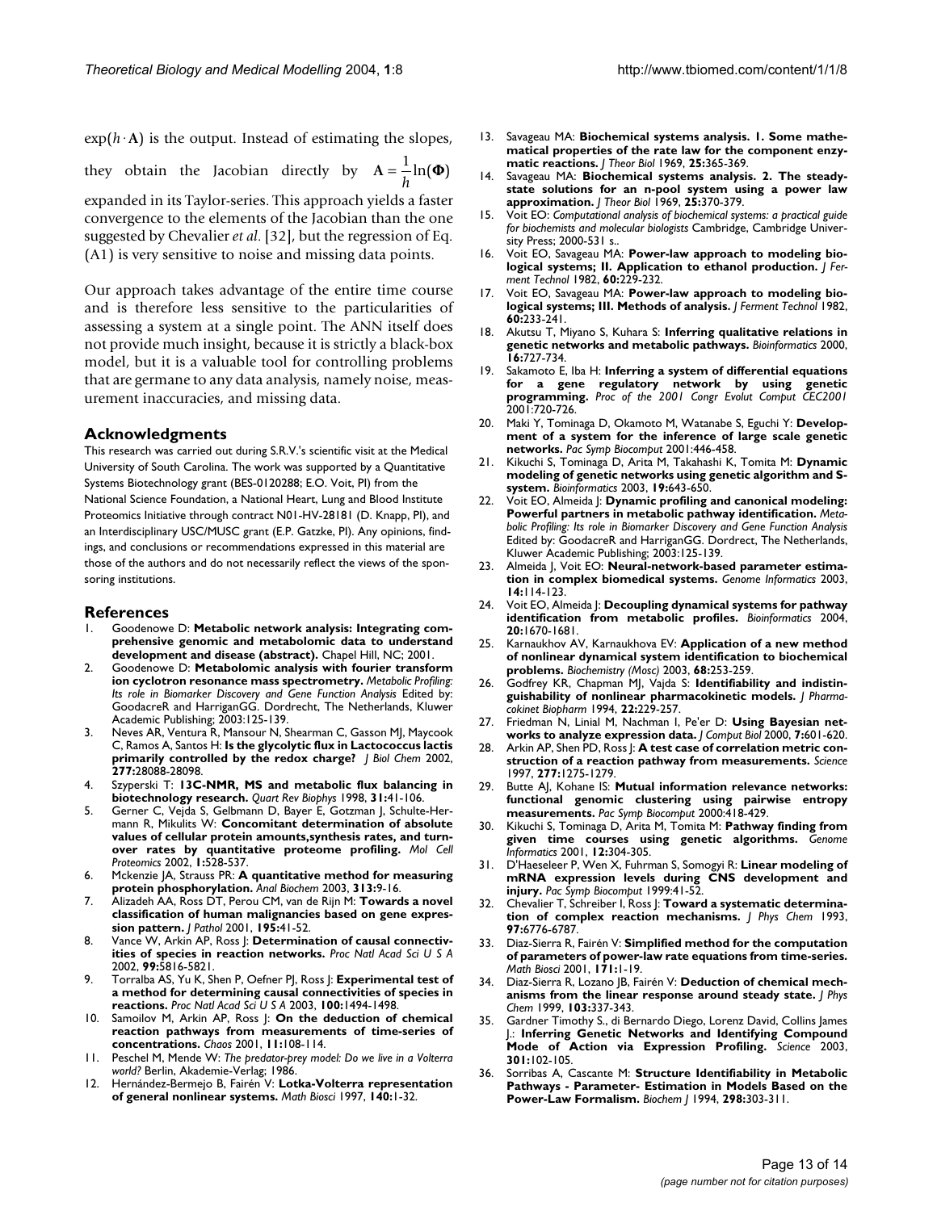$\exp(h \cdot \mathbf{A})$ is the output. Instead of estimating the slopes, they obtain the Jacobian directly by $\mathbf{A} = \frac{1}{h}\ln(\mathbf{\Phi})$ expanded in its Taylor-series. This approach yields a faster convergence to the elements of the Jacobian than the one suggested by Chevalier *et al*. [32], but the regression of Eq. (A1) is very sensitive to noise and missing data points.

Our approach takes advantage of the entire time course and is therefore less sensitive to the particularities of assessing a system at a single point. The ANN itself does not provide much insight, because it is strictly a black-box model, but it is a valuable tool for controlling problems that are germane to any data analysis, namely noise, measurement inaccuracies, and missing data.

## Acknowledgments

This research was carried out during S.R.V.'s scientific visit at the Medical University of South Carolina. The work was supported by a Quantitative Systems Biotechnology grant (BES-0120288; E.O. Voit, PI) from the National Science Foundation, a National Heart, Lung and Blood Institute Proteomics Initiative through contract N01-HV-28181 (D. Knapp, PI), and an Interdisciplinary USC/MUSC grant (E.P. Gatzke, PI). Any opinions, findings, and conclusions or recommendations expressed in this material are those of the authors and do not necessarily reflect the views of the sponsoring institutions.

## References

1. Goodenowe D: **Metabolic network analysis: Integrating comprehensive genomic and metabolomic data to understand development and disease (abstract).** Chapel Hill, NC; 2001.
2. Goodenowe D: **Metabolomic analysis with fourier transform ion cyclotron resonance mass spectrometry.** *Metabolic Profiling: Its role in Biomarker Discovery and Gene Function Analysis* Edited by: GoodacreR and HarriganGG. Dordrecht, The Netherlands, Kluwer Academic Publishing; 2003:125-139.
3. Neves AR, Ventura R, Mansour N, Shearman C, Gasson MJ, Maycock C, Ramos A, Santos H: **Is the glycolytic flux in Lactococcus lactis primarily controlled by the redox charge?** *J Biol Chem* 2002, **277:**28088-28098.
4. Szyperski T: **13C-NMR, MS and metabolic flux balancing in biotechnology research.** *Quart Rev Biophys* 1998, **31:**41-106.
5. Gerner C, Vejda S, Gelbmann D, Bayer E, Gotzman J, Schulte-Hermann R, Mikulits W: **Concomitant determination of absolute values of cellular protein amounts,synthesis rates, and turnover rates by quantitative proteome profiling.** *Mol Cell Proteomics* 2002, **1:**528-537.
6. Mckenzie JA, Strauss PR: **A quantitative method for measuring protein phosphorylation.** *Anal Biochem* 2003, **313:**9-16.
7. Alizadeh AA, Ross DT, Perou CM, van de Rijn M: **Towards a novel classification of human malignancies based on gene expression pattern.** *J Pathol* 2001, **195:**41-52.
8. Vance W, Arkin AP, Ross J: **Determination of causal connectivities of species in reaction networks.** *Proc Natl Acad Sci U S A* 2002, **99:**5816-5821.
9. Torralba AS, Yu K, Shen P, Oefner PJ, Ross J: **Experimental test of a method for determining causal connectivities of species in reactions.** *Proc Natl Acad Sci U S A* 2003, **100:**1494-1498.
10. Samoilov M, Arkin AP, Ross J: **On the deduction of chemical reaction pathways from measurements of time-series of concentrations.** *Chaos* 2001, **11:**108-114.
11. Peschel M, Mende W: *The predator-prey model: Do we live in a Volterra world?* Berlin, Akademie-Verlag; 1986.
12. Hernández-Bermejo B, Fairén V: **Lotka-Volterra representation of general nonlinear systems.** *Math Biosci* 1997, **140:**1-32.
13. Savageau MA: **Biochemical systems analysis. 1. Some mathematical properties of the rate law for the component enzymatic reactions.** *J Theor Biol* 1969, **25:**365-369.
14. Savageau MA: **Biochemical systems analysis. 2. The steady-state solutions for an n-pool system using a power law approximation.** *J Theor Biol* 1969, **25:**370-379.
15. Voit EO: *Computational analysis of biochemical systems: a practical guide for biochemists and molecular biologists* Cambridge, Cambridge University Press; 2000-531 s..
16. Voit EO, Savageau MA: **Power-law approach to modeling biological systems; II. Application to ethanol production.** *J Ferment Technol* 1982, **60:**229-232.
17. Voit EO, Savageau MA: **Power-law approach to modeling biological systems; III. Methods of analysis.** *J Ferment Technol* 1982, **60:**233-241.
18. Akutsu T, Miyano S, Kuhara S: **Inferring qualitative relations in genetic networks and metabolic pathways.** *Bioinformatics* 2000, **16:**727-734.
19. Sakamoto E, Iba H: **Inferring a system of differential equations for a gene regulatory network by using genetic programming.** *Proc of the 2001 Congr Evolut Comput CEC2001* 2001:720-726.
20. Maki Y, Tominaga D, Okamoto M, Watanabe S, Eguchi Y: **Development of a system for the inference of large scale genetic networks.** *Pac Symp Biocomput* 2001:446-458.
21. Kikuchi S, Tominaga D, Arita M, Takahashi K, Tomita M: **Dynamic modeling of genetic networks using genetic algorithm and S-system.** *Bioinformatics* 2003, **19:**643-650.
22. Voit EO, Almeida J: **Dynamic profiling and canonical modeling: Powerful partners in metabolic pathway identification.** *Metabolic Profiling: Its role in Biomarker Discovery and Gene Function Analysis* Edited by: GoodacreR and HarriganGG. Dordrect, The Netherlands, Kluwer Academic Publishing; 2003:125-139.
23. Almeida J, Voit EO: **Neural-network-based parameter estimation in complex biomedical systems.** *Genome Informatics* 2003, **14:**114-123.
24. Voit EO, Almeida J: **Decoupling dynamical systems for pathway identification from metabolic profiles.** *Bioinformatics* 2004, **20:**1670-1681.
25. Karnaukhov AV, Karnaukhova EV: **Application of a new method of nonlinear dynamical system identification to biochemical problems.** *Biochemistry (Mosc)* 2003, **68:**253-259.
26. Godfrey KR, Chapman MJ, Vajda S: **Identifiability and indistinguishability of nonlinear pharmacokinetic models.** *J Pharmacokinet Biopharm* 1994, **22:**229-257.
27. Friedman N, Linial M, Nachman I, Pe'er D: **Using Bayesian networks to analyze expression data.** *J Comput Biol* 2000, **7:**601-620.
28. Arkin AP, Shen PD, Ross J: **A test case of correlation metric construction of a reaction pathway from measurements.** *Science* 1997, **277:**1275-1279.
29. Butte AJ, Kohane IS: **Mutual information relevance networks: functional genomic clustering using pairwise entropy measurements.** *Pac Symp Biocomput* 2000:418-429.
30. Kikuchi S, Tominaga D, Arita M, Tomita M: **Pathway finding from given time courses using genetic algorithms.** *Genome Informatics* 2001, **12:**304-305.
31. D'Haeseleer P, Wen X, Fuhrman S, Somogyi R: **Linear modeling of mRNA expression levels during CNS development and injury.** *Pac Symp Biocomput* 1999:41-52.
32. Chevalier T, Schreiber I, Ross J: **Toward a systematic determination of complex reaction mechanisms.** *J Phys Chem* 1993, **97:**6776-6787.
33. Diaz-Sierra R, Fairén V: **Simplified method for the computation of parameters of power-law rate equations from time-series.** *Math Biosci* 2001, **171:**1-19.
34. Diaz-Sierra R, Lozano JB, Fairén V: **Deduction of chemical mechanisms from the linear response around steady state.** *J Phys Chem* 1999, **103:**337-343.
35. Gardner Timothy S., di Bernardo Diego, Lorenz David, Collins James J.: **Inferring Genetic Networks and Identifying Compound Mode of Action via Expression Profiling.** *Science* 2003, **301:**102-105.
36. Sorribas A, Cascante M: **Structure Identifiability in Metabolic Pathways - Parameter- Estimation in Models Based on the Power-Law Formalism.** *Biochem J* 1994, **298:**303-311.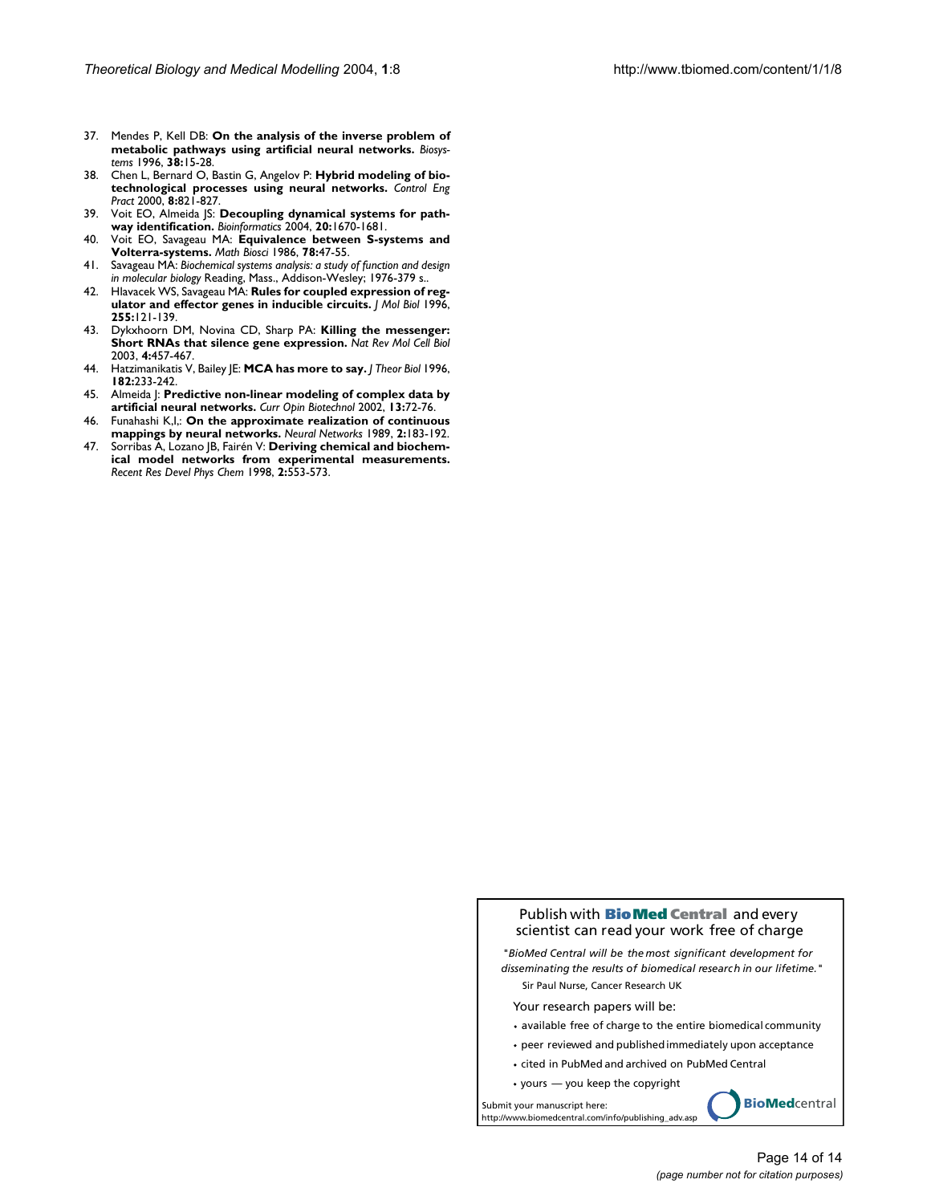37. Mendes P, Kell DB: **On the analysis of the inverse problem of metabolic pathways using artificial neural networks.** *Biosystems* 1996, **38:**15-28.
38. Chen L, Bernard O, Bastin G, Angelov P: **Hybrid modeling of biotechnological processes using neural networks.** *Control Eng Pract* 2000, **8:**821-827.
39. Voit EO, Almeida JS: **Decoupling dynamical systems for pathway identification.** *Bioinformatics* 2004, **20:**1670-1681.
40. Voit EO, Savageau MA: **Equivalence between S-systems and Volterra-systems.** *Math Biosci* 1986, **78:**47-55.
41. Savageau MA: *Biochemical systems analysis: a study of function and design in molecular biology* Reading, Mass., Addison-Wesley; 1976-379 s..
42. Hlavacek WS, Savageau MA: **Rules for coupled expression of regulator and effector genes in inducible circuits.** *J Mol Biol* 1996, **255:**121-139.
43. Dykxhoorn DM, Novina CD, Sharp PA: **Killing the messenger: Short RNAs that silence gene expression.** *Nat Rev Mol Cell Biol* 2003, **4:**457-467.
44. Hatzimanikatis V, Bailey JE: **MCA has more to say.** *J Theor Biol* 1996, **182:**233-242.
45. Almeida J: **Predictive non-linear modeling of complex data by artificial neural networks.** *Curr Opin Biotechnol* 2002, **13:**72-76.
46. Funahashi K,I,: **On the approximate realization of continuous mappings by neural networks.** *Neural Networks* 1989, **2:**183-192.
47. Sorribas A, Lozano JB, Fairén V: **Deriving chemical and biochemical model networks from experimental measurements.** *Recent Res Devel Phys Chem* 1998, **2:**553-573.

Publish with **BioMed Central** and every scientist can read your work free of charge

*"BioMed Central will be the most significant development for disseminating the results of biomedical research in our lifetime."*

Sir Paul Nurse, Cancer Research UK

Your research papers will be:

- available free of charge to the entire biomedical community
- peer reviewed and published immediately upon acceptance
- cited in PubMed and archived on PubMed Central
- yours — you keep the copyright

Submit your manuscript here:
http://www.biomedcentral.com/info/publishing_adv.asp

**BioMed**central